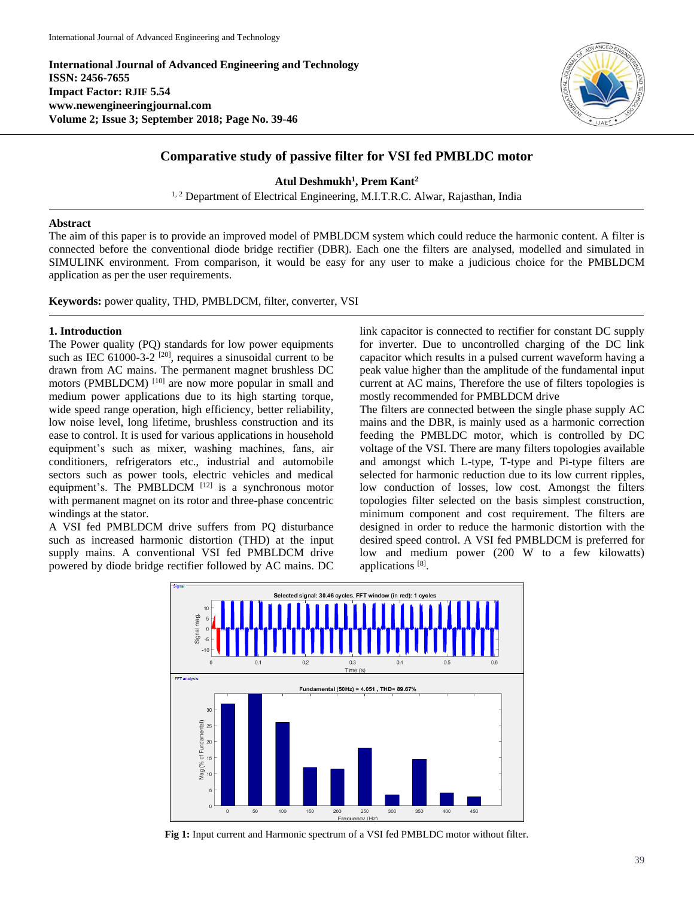International Journal of Advanced Engineering and Technology

**International Journal of Advanced Engineering and Technology**
**ISSN: 2456-7655**
**Impact Factor: RJIF 5.54**
**www.newengineeringjournal.com**
**Volume 2; Issue 3; September 2018; Page No. 39-46**

# Comparative study of passive filter for VSI fed PMBLDC motor

**Atul Deshmukh[1], Prem Kant[2]**

[1, 2] Department of Electrical Engineering, M.I.T.R.C. Alwar, Rajasthan, India

## Abstract

The aim of this paper is to provide an improved model of PMBLDCM system which could reduce the harmonic content. A filter is connected before the conventional diode bridge rectifier (DBR). Each one the filters are analysed, modelled and simulated in SIMULINK environment. From comparison, it would be easy for any user to make a judicious choice for the PMBLDCM application as per the user requirements.

**Keywords:** power quality, THD, PMBLDCM, filter, converter, VSI

## 1. Introduction

The Power quality (PQ) standards for low power equipments such as IEC 61000-3-2 [20], requires a sinusoidal current to be drawn from AC mains. The permanent magnet brushless DC motors (PMBLDCM) [10] are now more popular in small and medium power applications due to its high starting torque, wide speed range operation, high efficiency, better reliability, low noise level, long lifetime, brushless construction and its ease to control. It is used for various applications in household equipment's such as mixer, washing machines, fans, air conditioners, refrigerators etc., industrial and automobile sectors such as power tools, electric vehicles and medical equipment's. The PMBLDCM [12] is a synchronous motor with permanent magnet on its rotor and three-phase concentric windings at the stator.

A VSI fed PMBLDCM drive suffers from PQ disturbance such as increased harmonic distortion (THD) at the input supply mains. A conventional VSI fed PMBLDCM drive powered by diode bridge rectifier followed by AC mains. DC link capacitor is connected to rectifier for constant DC supply for inverter. Due to uncontrolled charging of the DC link capacitor which results in a pulsed current waveform having a peak value higher than the amplitude of the fundamental input current at AC mains, Therefore the use of filters topologies is mostly recommended for PMBLDCM drive

The filters are connected between the single phase supply AC mains and the DBR, is mainly used as a harmonic correction feeding the PMBLDC motor, which is controlled by DC voltage of the VSI. There are many filters topologies available and amongst which L-type, T-type and Pi-type filters are selected for harmonic reduction due to its low current ripples, low conduction of losses, low cost. Amongst the filters topologies filter selected on the basis simplest construction, minimum component and cost requirement. The filters are designed in order to reduce the harmonic distortion with the desired speed control. A VSI fed PMBLDCM is preferred for low and medium power (200 W to a few kilowatts) applications [8].

**Fig 1:** Input current and Harmonic spectrum of a VSI fed PMBLDC motor without filter.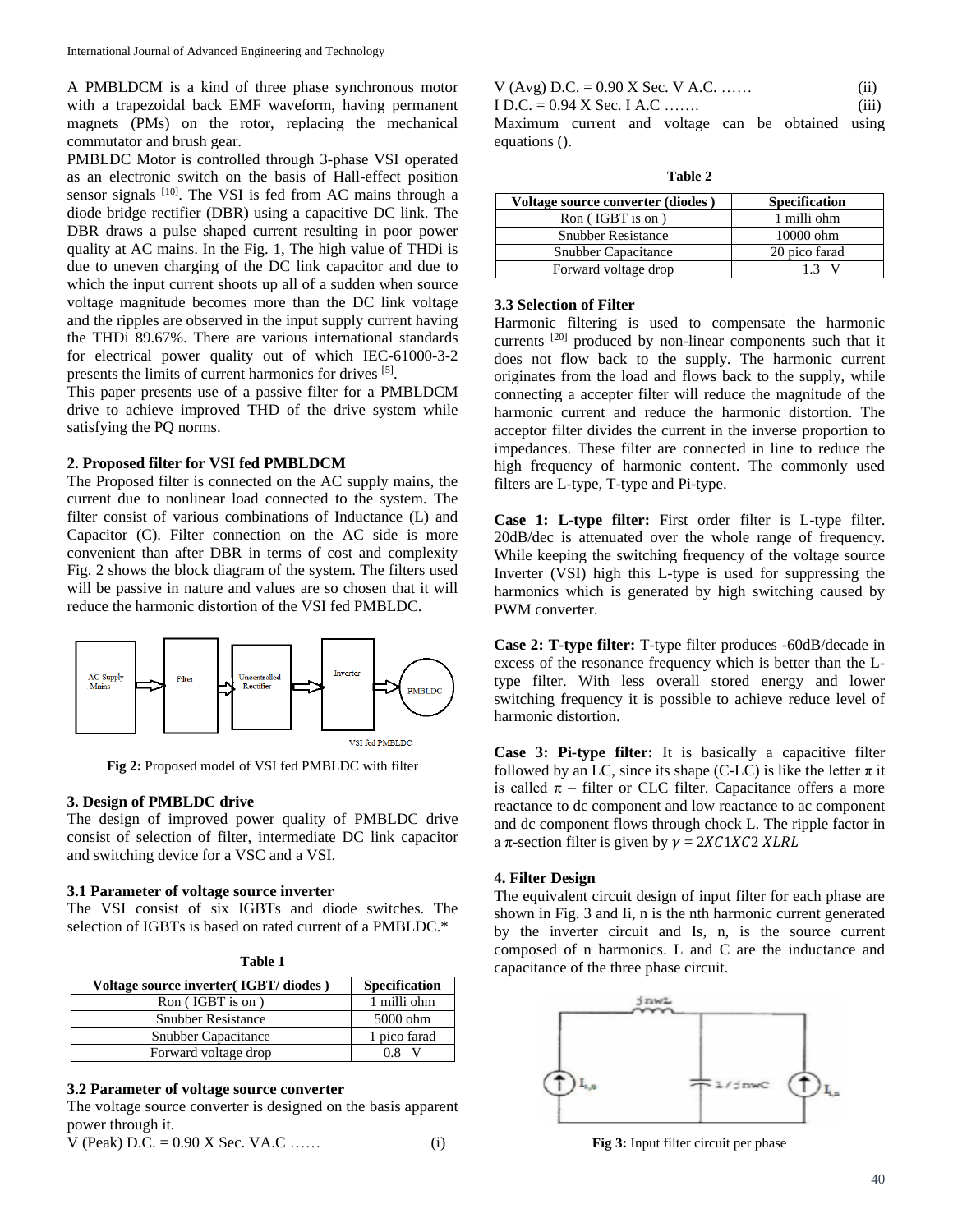A PMBLDCM is a kind of three phase synchronous motor with a trapezoidal back EMF waveform, having permanent magnets (PMs) on the rotor, replacing the mechanical commutator and brush gear.

PMBLDC Motor is controlled through 3-phase VSI operated as an electronic switch on the basis of Hall-effect position sensor signals [10]. The VSI is fed from AC mains through a diode bridge rectifier (DBR) using a capacitive DC link. The DBR draws a pulse shaped current resulting in poor power quality at AC mains. In the Fig. 1, The high value of THDi is due to uneven charging of the DC link capacitor and due to which the input current shoots up all of a sudden when source voltage magnitude becomes more than the DC link voltage and the ripples are observed in the input supply current having the THDi 89.67%. There are various international standards for electrical power quality out of which IEC-61000-3-2 presents the limits of current harmonics for drives [5].

This paper presents use of a passive filter for a PMBLDCM drive to achieve improved THD of the drive system while satisfying the PQ norms.

## 2. Proposed filter for VSI fed PMBLDCM

The Proposed filter is connected on the AC supply mains, the current due to nonlinear load connected to the system. The filter consist of various combinations of Inductance (L) and Capacitor (C). Filter connection on the AC side is more convenient than after DBR in terms of cost and complexity Fig. 2 shows the block diagram of the system. The filters used will be passive in nature and values are so chosen that it will reduce the harmonic distortion of the VSI fed PMBLDC.

AC Supply Mains → Filter → Uncontrolled Rectifier → Inverter → PMBLDC

VSI fed PMBLDC

**Fig 2:** Proposed model of VSI fed PMBLDC with filter

## 3. Design of PMBLDC drive

The design of improved power quality of PMBLDC drive consist of selection of filter, intermediate DC link capacitor and switching device for a VSC and a VSI.

### 3.1 Parameter of voltage source inverter

The VSI consist of six IGBTs and diode switches. The selection of IGBTs is based on rated current of a PMBLDC.*

**Table 1**

| Voltage source inverter( IGBT/ diodes ) | Specification |
|---|---|
| Ron ( IGBT is on ) | 1 milli ohm |
| Snubber Resistance | 5000 ohm |
| Snubber Capacitance | 1 pico farad |
| Forward voltage drop | 0.8 V |

### 3.2 Parameter of voltage source converter

The voltage source converter is designed on the basis apparent power through it.

V (Peak) D.C. = 0.90 X Sec. VA.C …… (i)

V (Avg) D.C. = 0.90 X Sec. V A.C. …… (ii)

I D.C. = 0.94 X Sec. I A.C ……. (iii)

Maximum current and voltage can be obtained using equations ().

**Table 2**

| Voltage source converter (diodes ) | Specification |
|---|---|
| Ron ( IGBT is on ) | 1 milli ohm |
| Snubber Resistance | 10000 ohm |
| Snubber Capacitance | 20 pico farad |
| Forward voltage drop | 1.3 V |

### 3.3 Selection of Filter

Harmonic filtering is used to compensate the harmonic currents [20] produced by non-linear components such that it does not flow back to the supply. The harmonic current originates from the load and flows back to the supply, while connecting a accepter filter will reduce the magnitude of the harmonic current and reduce the harmonic distortion. The acceptor filter divides the current in the inverse proportion to impedances. These filter are connected in line to reduce the high frequency of harmonic content. The commonly used filters are L-type, T-type and Pi-type.

**Case 1: L-type filter:** First order filter is L-type filter. 20dB/dec is attenuated over the whole range of frequency. While keeping the switching frequency of the voltage source Inverter (VSI) high this L-type is used for suppressing the harmonics which is generated by high switching caused by PWM converter.

**Case 2: T-type filter:** T-type filter produces -60dB/decade in excess of the resonance frequency which is better than the L-type filter. With less overall stored energy and lower switching frequency it is possible to achieve reduce level of harmonic distortion.

**Case 3: Pi-type filter:** It is basically a capacitive filter followed by an LC, since its shape (C-LC) is like the letter π it is called π – filter or CLC filter. Capacitance offers a more reactance to dc component and low reactance to ac component and dc component flows through chock L. The ripple factor in a π-section filter is given by $\gamma = 2XC1XC2\ XLRL$

## 4. Filter Design

The equivalent circuit design of input filter for each phase are shown in Fig. 3 and Ii, n is the nth harmonic current generated by the inverter circuit and Is, n, is the source current composed of n harmonics. L and C are the inductance and capacitance of the three phase circuit.

**Fig 3:** Input filter circuit per phase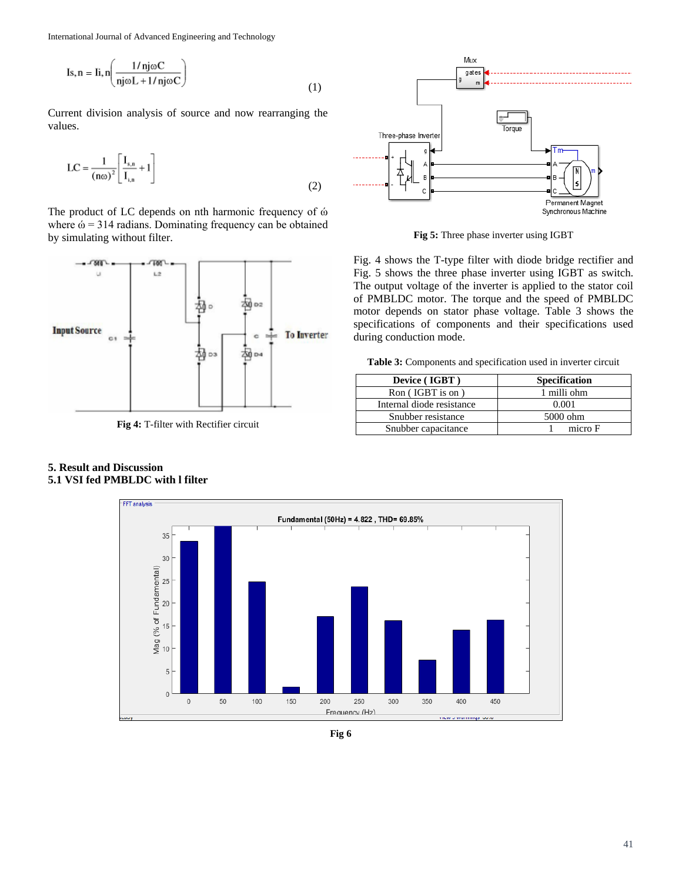$$I_{s,n} = I_{i,n}\left(\frac{1/nj\omega C}{nj\omega L + 1/nj\omega C}\right) \quad (1)$$

Current division analysis of source and now rearranging the values.

$$LC = \frac{1}{(n\omega)^2}\left[\frac{I_{s,n}}{I_{i,n}} + 1\right] \quad (2)$$

The product of LC depends on nth harmonic frequency of ώ where ώ = 314 radians. Dominating frequency can be obtained by simulating without filter.

**Fig 4:** T-filter with Rectifier circuit

**Fig 5:** Three phase inverter using IGBT

Fig. 4 shows the T-type filter with diode bridge rectifier and Fig. 5 shows the three phase inverter using IGBT as switch. The output voltage of the inverter is applied to the stator coil of PMBLDC motor. The torque and the speed of PMBLDC motor depends on stator phase voltage. Table 3 shows the specifications of components and their specifications used during conduction mode.

**Table 3:** Components and specification used in inverter circuit

| Device ( IGBT ) | Specification |
|---|---|
| Ron ( IGBT is on ) | 1 milli ohm |
| Internal diode resistance | 0.001 |
| Snubber resistance | 5000 ohm |
| Snubber capacitance | 1 micro F |

## 5. Result and Discussion

### 5.1 VSI fed PMBLDC with l filter

**Fig 6**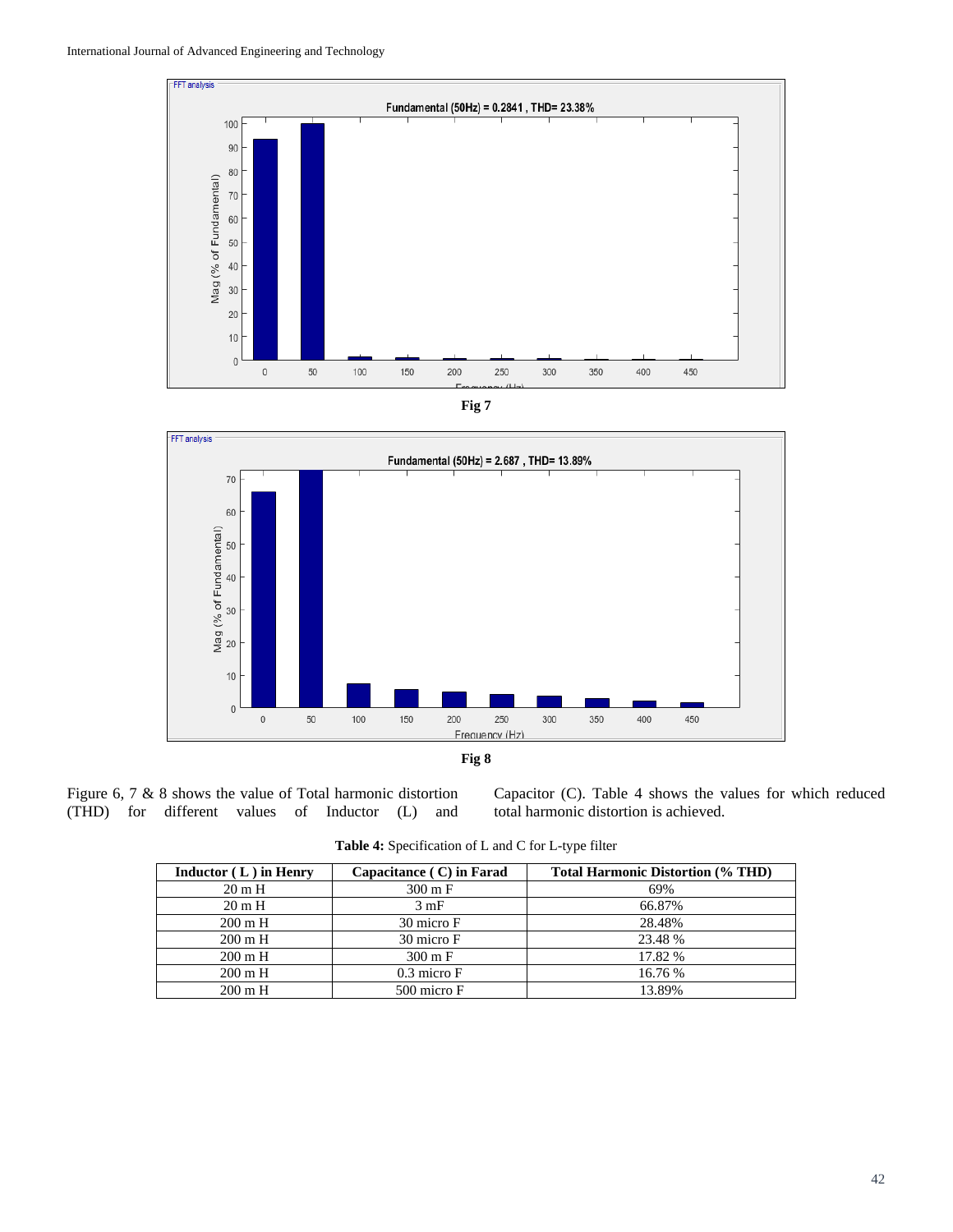Fig 7

Fig 8

Figure 6, 7 & 8 shows the value of Total harmonic distortion (THD) for different values of Inductor (L) and Capacitor (C). Table 4 shows the values for which reduced total harmonic distortion is achieved.

**Table 4:** Specification of L and C for L-type filter

| Inductor ( L ) in Henry | Capacitance ( C) in Farad | Total Harmonic Distortion (% THD) |
|---|---|---|
| 20 m H | 300 m F | 69% |
| 20 m H | 3 mF | 66.87% |
| 200 m H | 30 micro F | 28.48% |
| 200 m H | 30 micro F | 23.48 % |
| 200 m H | 300 m F | 17.82 % |
| 200 m H | 0.3 micro F | 16.76 % |
| 200 m H | 500 micro F | 13.89% |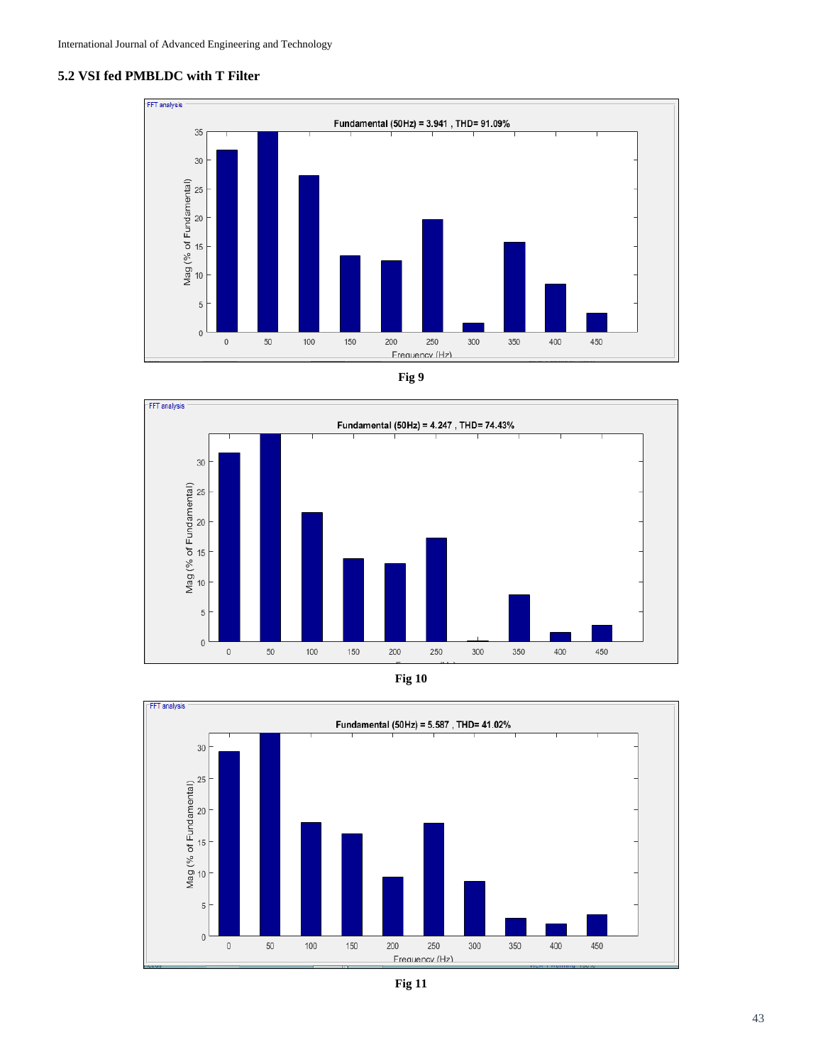### 5.2 VSI fed PMBLDC with T Filter

Fig 9

Fig 10

Fig 11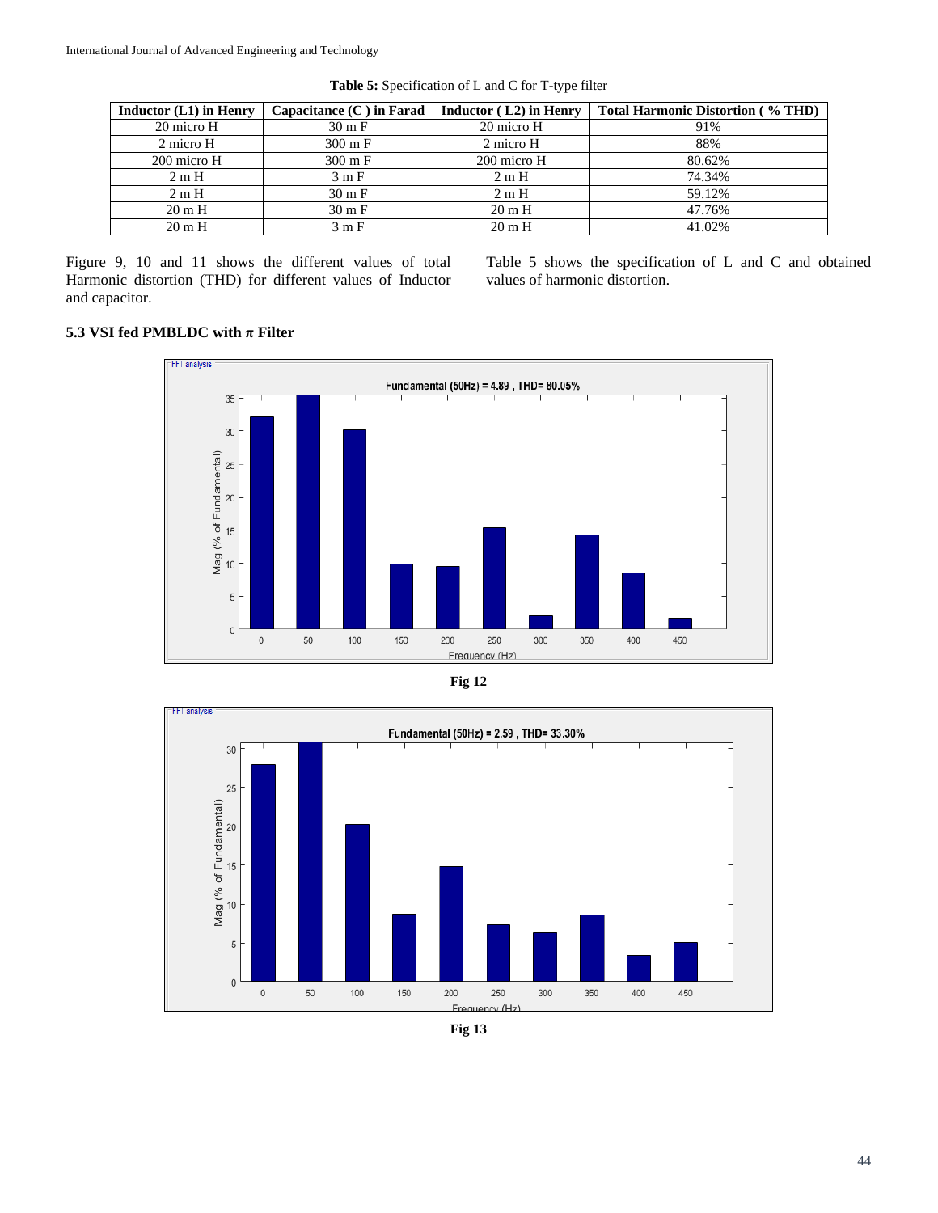**Table 5:** Specification of L and C for T-type filter

| Inductor (L1) in Henry | Capacitance (C ) in Farad | Inductor ( L2) in Henry | Total Harmonic Distortion ( % THD) |
|---|---|---|---|
| 20 micro H | 30 m F | 20 micro H | 91% |
| 2 micro H | 300 m F | 2 micro H | 88% |
| 200 micro H | 300 m F | 200 micro H | 80.62% |
| 2 m H | 3 m F | 2 m H | 74.34% |
| 2 m H | 30 m F | 2 m H | 59.12% |
| 20 m H | 30 m F | 20 m H | 47.76% |
| 20 m H | 3 m F | 20 m H | 41.02% |

Figure 9, 10 and 11 shows the different values of total Harmonic distortion (THD) for different values of Inductor and capacitor.

Table 5 shows the specification of L and C and obtained values of harmonic distortion.

### 5.3 VSI fed PMBLDC with π Filter

Fig 12

Fig 13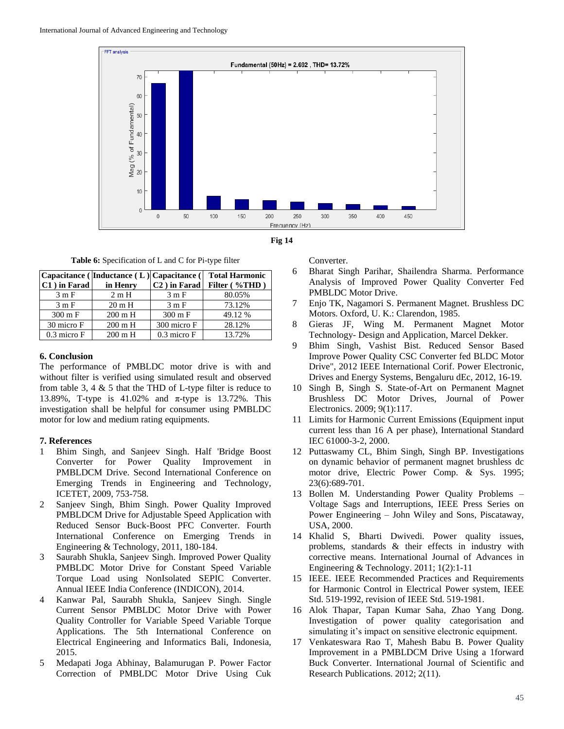Fig 14

**Table 6:** Specification of L and C for Pi-type filter

| Capacitance ( C1 ) in Farad | Inductance ( L ) in Henry | Capacitance ( C2 ) in Farad | Total Harmonic Filter ( %THD ) |
|---|---|---|---|
| 3 m F | 2 m H | 3 m F | 80.05% |
| 3 m F | 20 m H | 3 m F | 73.12% |
| 300 m F | 200 m H | 300 m F | 49.12 % |
| 30 micro F | 200 m H | 300 micro F | 28.12% |
| 0.3 micro F | 200 m H | 0.3 micro F | 13.72% |

## 6. Conclusion

The performance of PMBLDC motor drive is with and without filter is verified using simulated result and observed from table 3, 4 & 5 that the THD of L-type filter is reduce to 13.89%, T-type is 41.02% and $\pi$-type is 13.72%. This investigation shall be helpful for consumer using PMBLDC motor for low and medium rating equipments.

## 7. References

1. Bhim Singh, and Sanjeev Singh. Half 'Bridge Boost Converter for Power Quality Improvement in PMBLDCM Drive. Second International Conference on Emerging Trends in Engineering and Technology, ICETET, 2009, 753-758.
2. Sanjeev Singh, Bhim Singh. Power Quality Improved PMBLDCM Drive for Adjustable Speed Application with Reduced Sensor Buck-Boost PFC Converter. Fourth International Conference on Emerging Trends in Engineering & Technology, 2011, 180-184.
3. Saurabh Shukla, Sanjeev Singh. Improved Power Quality PMBLDC Motor Drive for Constant Speed Variable Torque Load using NonIsolated SEPIC Converter. Annual IEEE India Conference (INDICON), 2014.
4. Kanwar Pal, Saurabh Shukla, Sanjeev Singh. Single Current Sensor PMBLDC Motor Drive with Power Quality Controller for Variable Speed Variable Torque Applications. The 5th International Conference on Electrical Engineering and Informatics Bali, Indonesia, 2015.
5. Medapati Joga Abhinay, Balamurugan P. Power Factor Correction of PMBLDC Motor Drive Using Cuk Converter.
6. Bharat Singh Parihar, Shailendra Sharma. Performance Analysis of Improved Power Quality Converter Fed PMBLDC Motor Drive.
7. Enjo TK, Nagamori S. Permanent Magnet. Brushless DC Motors. Oxford, U. K.: Clarendon, 1985.
8. Gieras JF, Wing M. Permanent Magnet Motor Technology- Design and Application, Marcel Dekker.
9. Bhim Singh, Vashist Bist. Reduced Sensor Based Improve Power Quality CSC Converter fed BLDC Motor Drive", 2012 IEEE International Corif. Power Electronic, Drives and Energy Systems, Bengaluru dEc, 2012, 16-19.
10. Singh B, Singh S. State-of-Art on Permanent Magnet Brushless DC Motor Drives, Journal of Power Electronics. 2009; 9(1):117.
11. Limits for Harmonic Current Emissions (Equipment input current less than 16 A per phase), International Standard IEC 61000-3-2, 2000.
12. Puttaswamy CL, Bhim Singh, Singh BP. Investigations on dynamic behavior of permanent magnet brushless dc motor drive, Electric Power Comp. & Sys. 1995; 23(6):689-701.
13. Bollen M. Understanding Power Quality Problems – Voltage Sags and Interruptions, IEEE Press Series on Power Engineering – John Wiley and Sons, Piscataway, USA, 2000.
14. Khalid S, Bharti Dwivedi. Power quality issues, problems, standards & their effects in industry with corrective means. International Journal of Advances in Engineering & Technology. 2011; 1(2):1-11
15. IEEE. IEEE Recommended Practices and Requirements for Harmonic Control in Electrical Power system, IEEE Std. 519-1992, revision of IEEE Std. 519-1981.
16. Alok Thapar, Tapan Kumar Saha, Zhao Yang Dong. Investigation of power quality categorisation and simulating it's impact on sensitive electronic equipment.
17. Venkateswara Rao T, Mahesh Babu B. Power Quality Improvement in a PMBLDCM Drive Using a 1forward Buck Converter. International Journal of Scientific and Research Publications. 2012; 2(11).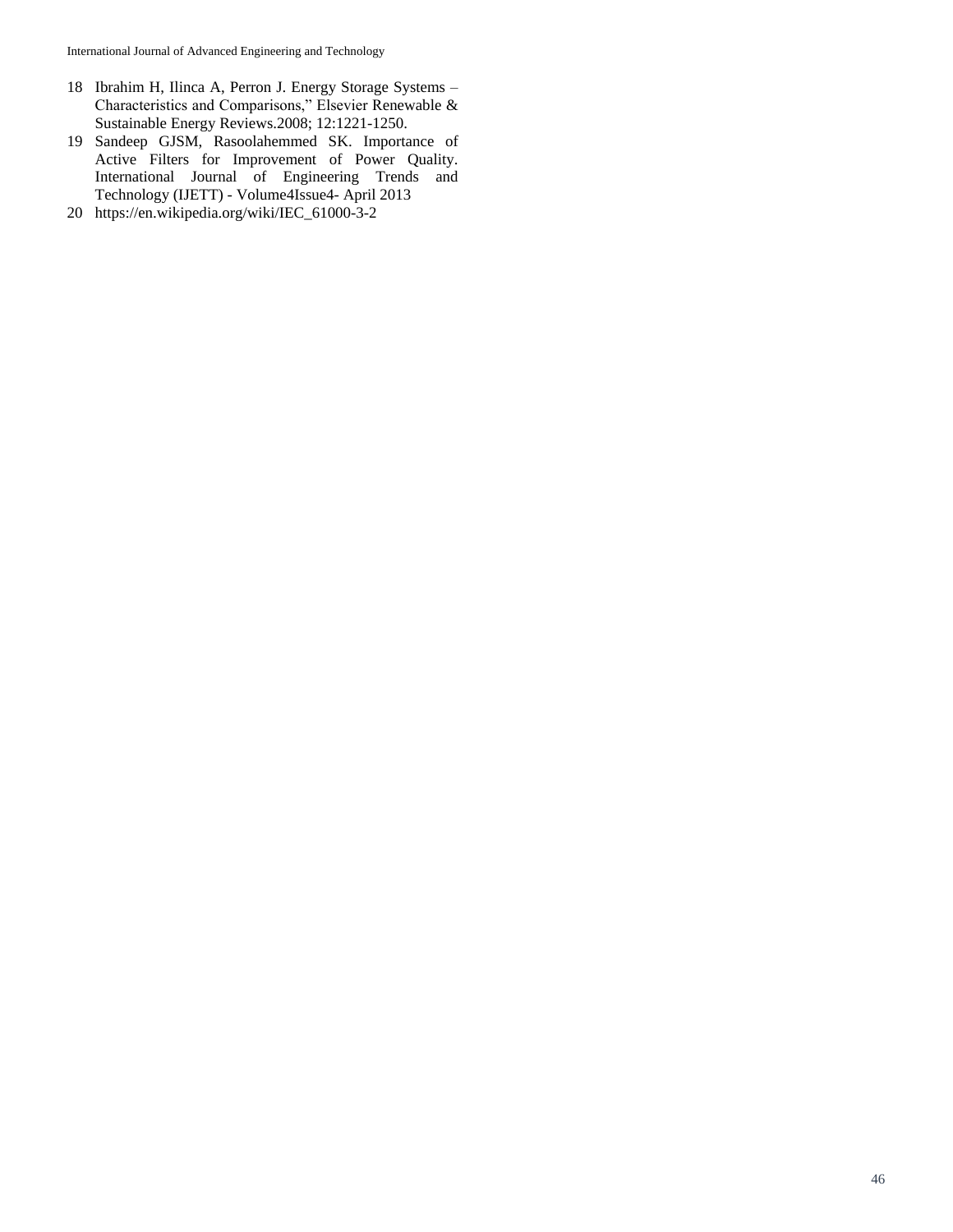18 Ibrahim H, Ilinca A, Perron J. Energy Storage Systems – Characteristics and Comparisons," Elsevier Renewable & Sustainable Energy Reviews.2008; 12:1221-1250.

19 Sandeep GJSM, Rasoolahemmed SK. Importance of Active Filters for Improvement of Power Quality. International Journal of Engineering Trends and Technology (IJETT) - Volume4Issue4- April 2013

20 https://en.wikipedia.org/wiki/IEC_61000-3-2